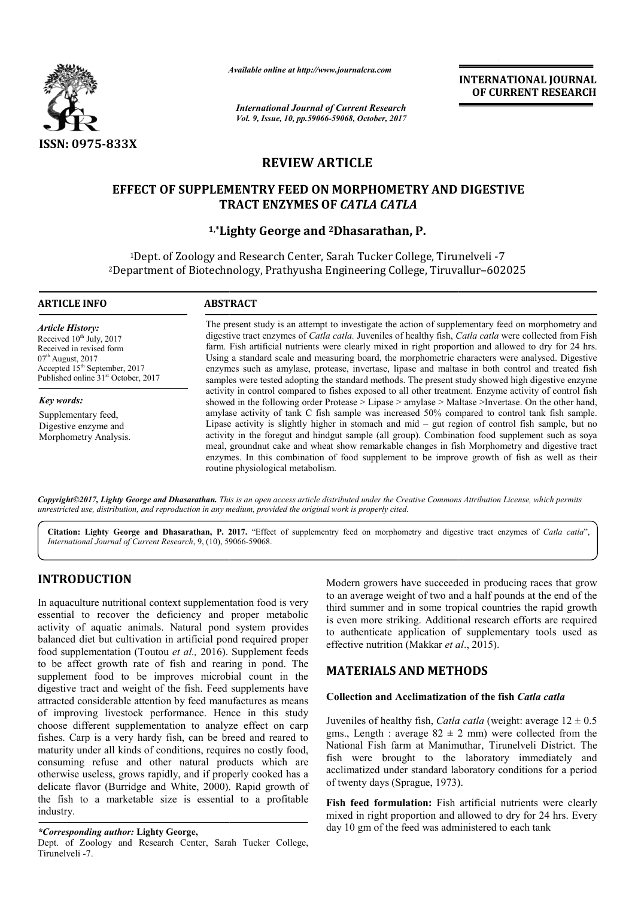**REVIEW ARTICLE**

# EFFECT OF SUPPLEMENTRY FEED ON MORPHOMETRY AND DIGESTIVE TRACT ENZYMES OF *CATLA CATLA*

**[1,*]Lighty George and [2]Dhasarathan, P.**

[1]Dept. of Zoology and Research Center, Sarah Tucker College, Tirunelveli -7

[2]Department of Biotechnology, Prathyusha Engineering College, Tiruvallur–602025

**ARTICLE INFO**

*Article History:*

Received 10th July, 2017
Received in revised form
07th August, 2017
Accepted 15th September, 2017
Published online 31st October, 2017

*Key words:*

Supplementary feed,
Digestive enzyme and
Morphometry Analysis.

**ABSTRACT**

The present study is an attempt to investigate the action of supplementary feed on morphometry and digestive tract enzymes of *Catla catla.* Juveniles of healthy fish, *Catla catla* were collected from Fish farm. Fish artificial nutrients were clearly mixed in right proportion and allowed to dry for 24 hrs. Using a standard scale and measuring board, the morphometric characters were analysed. Digestive enzymes such as amylase, protease, invertase, lipase and maltase in both control and treated fish samples were tested adopting the standard methods. The present study showed high digestive enzyme activity in control compared to fishes exposed to all other treatment. Enzyme activity of control fish showed in the following order Protease > Lipase > amylase > Maltase >Invertase. On the other hand, amylase activity of tank C fish sample was increased 50% compared to control tank fish sample. Lipase activity is slightly higher in stomach and mid – gut region of control fish sample, but no activity in the foregut and hindgut sample (all group). Combination food supplement such as soya meal, groundnut cake and wheat show remarkable changes in fish Morphometry and digestive tract enzymes. In this combination of food supplement to be improve growth of fish as well as their routine physiological metabolism.

*Copyright©2017, Lighty George and Dhasarathan. This is an open access article distributed under the Creative Commons Attribution License, which permits unrestricted use, distribution, and reproduction in any medium, provided the original work is properly cited.*

**Citation: Lighty George and Dhasarathan, P. 2017.** "Effect of supplementry feed on morphometry and digestive tract enzymes of *Catla catla*", *International Journal of Current Research*, 9, (10), 59066-59068.

## INTRODUCTION

In aquaculture nutritional context supplementation food is very essential to recover the deficiency and proper metabolic activity of aquatic animals. Natural pond system provides balanced diet but cultivation in artificial pond required proper food supplementation (Toutou *et al.,* 2016). Supplement feeds to be affect growth rate of fish and rearing in pond. The supplement food to be improves microbial count in the digestive tract and weight of the fish. Feed supplements have attracted considerable attention by feed manufactures as means of improving livestock performance. Hence in this study choose different supplementation to analyze effect on carp fishes. Carp is a very hardy fish, can be breed and reared to maturity under all kinds of conditions, requires no costly food, consuming refuse and other natural products which are otherwise useless, grows rapidly, and if properly cooked has a delicate flavor (Burridge and White, 2000). Rapid growth of the fish to a marketable size is essential to a profitable industry.

Modern growers have succeeded in producing races that grow to an average weight of two and a half pounds at the end of the third summer and in some tropical countries the rapid growth is even more striking. Additional research efforts are required to authenticate application of supplementary tools used as effective nutrition (Makkar *et al*., 2015).

## MATERIALS AND METHODS

### Collection and Acclimatization of the fish *Catla catla*

Juveniles of healthy fish, *Catla catla* (weight: average 12 ± 0.5 gms., Length : average 82 ± 2 mm) were collected from the National Fish farm at Manimuthar, Tirunelveli District. The fish were brought to the laboratory immediately and acclimatized under standard laboratory conditions for a period of twenty days (Sprague, 1973).

**Fish feed formulation:** Fish artificial nutrients were clearly mixed in right proportion and allowed to dry for 24 hrs. Every day 10 gm of the feed was administered to each tank

*\*Corresponding author:* **Lighty George,**
Dept. of Zoology and Research Center, Sarah Tucker College, Tirunelveli -7.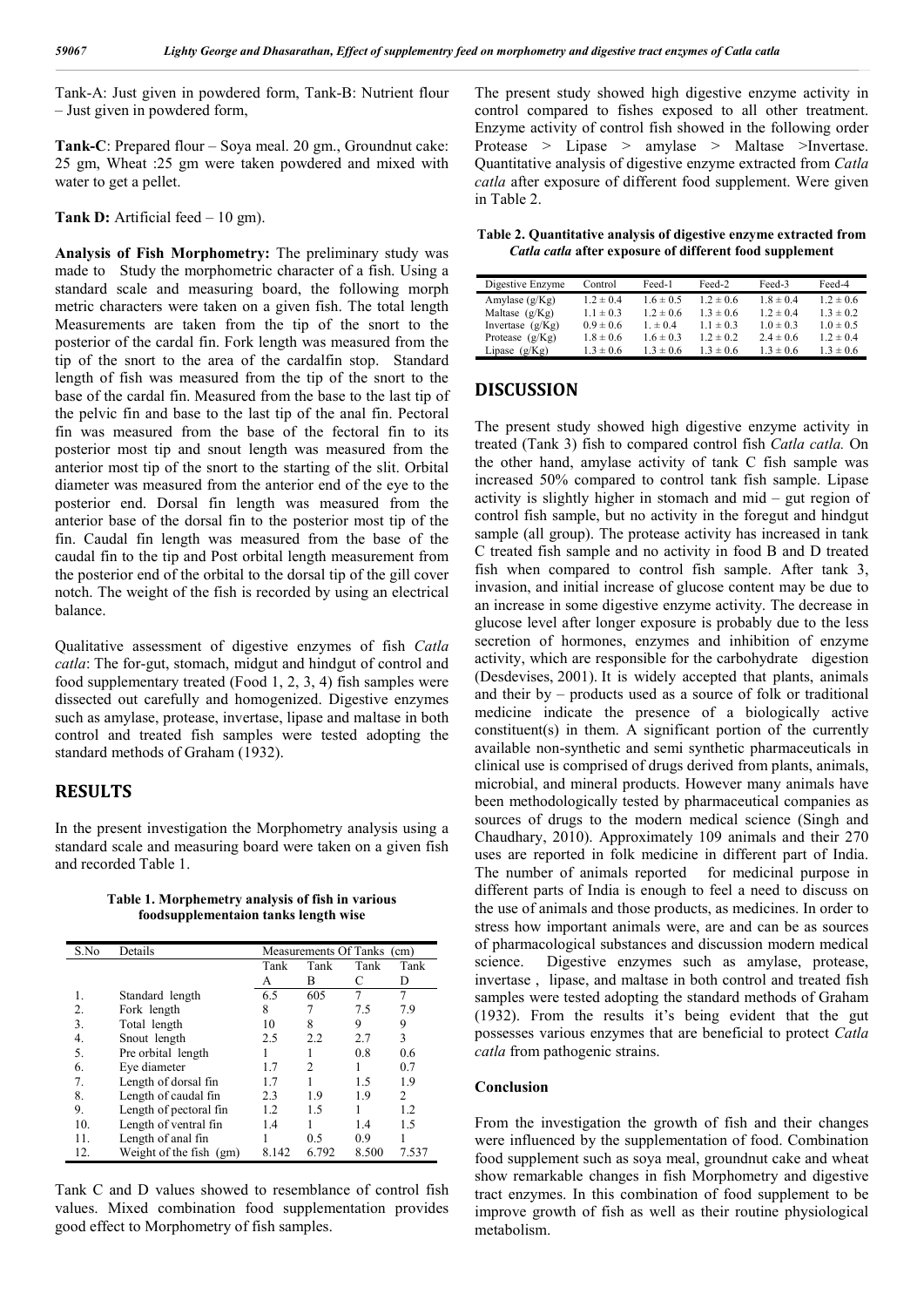Tank-A: Just given in powdered form, Tank-B: Nutrient flour – Just given in powdered form,

**Tank-C**: Prepared flour – Soya meal. 20 gm., Groundnut cake: 25 gm, Wheat :25 gm were taken powdered and mixed with water to get a pellet.

**Tank D:** Artificial feed – 10 gm).

**Analysis of Fish Morphometry:** The preliminary study was made to Study the morphometric character of a fish. Using a standard scale and measuring board, the following morph metric characters were taken on a given fish. The total length Measurements are taken from the tip of the snort to the posterior of the cardal fin. Fork length was measured from the tip of the snort to the area of the cardalfin stop. Standard length of fish was measured from the tip of the snort to the base of the cardal fin. Measured from the base to the last tip of the pelvic fin and base to the last tip of the anal fin. Pectoral fin was measured from the base of the fectoral fin to its posterior most tip and snout length was measured from the anterior most tip of the snort to the starting of the slit. Orbital diameter was measured from the anterior end of the eye to the posterior end. Dorsal fin length was measured from the anterior base of the dorsal fin to the posterior most tip of the fin. Caudal fin length was measured from the base of the caudal fin to the tip and Post orbital length measurement from the posterior end of the orbital to the dorsal tip of the gill cover notch. The weight of the fish is recorded by using an electrical balance.

Qualitative assessment of digestive enzymes of fish *Catla catla*: The for-gut, stomach, midgut and hindgut of control and food supplementary treated (Food 1, 2, 3, 4) fish samples were dissected out carefully and homogenized. Digestive enzymes such as amylase, protease, invertase, lipase and maltase in both control and treated fish samples were tested adopting the standard methods of Graham (1932).

## RESULTS

In the present investigation the Morphometry analysis using a standard scale and measuring board were taken on a given fish and recorded Table 1.

**Table 1. Morphemetry analysis of fish in various foodsupplementaion tanks length wise**

| S.No | Details | Measurements Of Tanks (cm) | | | |
|---|---|---|---|---|---|
| | | Tank A | Tank B | Tank C | Tank D |
| 1. | Standard length | 6.5 | 605 | 7 | 7 |
| 2. | Fork length | 8 | 7 | 7.5 | 7.9 |
| 3. | Total length | 10 | 8 | 9 | 9 |
| 4. | Snout length | 2.5 | 2.2 | 2.7 | 3 |
| 5. | Pre orbital length | 1 | 1 | 0.8 | 0.6 |
| 6. | Eye diameter | 1.7 | 2 | 1 | 0.7 |
| 7. | Length of dorsal fin | 1.7 | 1 | 1.5 | 1.9 |
| 8. | Length of caudal fin | 2.3 | 1.9 | 1.9 | 2 |
| 9. | Length of pectoral fin | 1.2 | 1.5 | 1 | 1.2 |
| 10. | Length of ventral fin | 1.4 | 1 | 1.4 | 1.5 |
| 11. | Length of anal fin | 1 | 0.5 | 0.9 | 1 |
| 12. | Weight of the fish (gm) | 8.142 | 6.792 | 8.500 | 7.537 |

Tank C and D values showed to resemblance of control fish values. Mixed combination food supplementation provides good effect to Morphometry of fish samples.

The present study showed high digestive enzyme activity in control compared to fishes exposed to all other treatment. Enzyme activity of control fish showed in the following order Protease > Lipase > amylase > Maltase >Invertase. Quantitative analysis of digestive enzyme extracted from *Catla catla* after exposure of different food supplement. Were given in Table 2.

**Table 2. Quantitative analysis of digestive enzyme extracted from *Catla catla* after exposure of different food supplement**

| Digestive Enzyme | Control | Feed-1 | Feed-2 | Feed-3 | Feed-4 |
|---|---|---|---|---|---|
| Amylase (g/Kg) | 1.2 ± 0.4 | 1.6 ± 0.5 | 1.2 ± 0.6 | 1.8 ± 0.4 | 1.2 ± 0.6 |
| Maltase (g/Kg) | 1.1 ± 0.3 | 1.2 ± 0.6 | 1.3 ± 0.6 | 1.2 ± 0.4 | 1.3 ± 0.2 |
| Invertase (g/Kg) | 0.9 ± 0.6 | 1. ± 0.4 | 1.1 ± 0.3 | 1.0 ± 0.3 | 1.0 ± 0.5 |
| Protease (g/Kg) | 1.8 ± 0.6 | 1.6 ± 0.3 | 1.2 ± 0.2 | 2.4 ± 0.6 | 1.2 ± 0.4 |
| Lipase (g/Kg) | 1.3 ± 0.6 | 1.3 ± 0.6 | 1.3 ± 0.6 | 1.3 ± 0.6 | 1.3 ± 0.6 |

## DISCUSSION

The present study showed high digestive enzyme activity in treated (Tank 3) fish to compared control fish *Catla catla.* On the other hand, amylase activity of tank C fish sample was increased 50% compared to control tank fish sample. Lipase activity is slightly higher in stomach and mid – gut region of control fish sample, but no activity in the foregut and hindgut sample (all group). The protease activity has increased in tank C treated fish sample and no activity in food B and D treated fish when compared to control fish sample. After tank 3, invasion, and initial increase of glucose content may be due to an increase in some digestive enzyme activity. The decrease in glucose level after longer exposure is probably due to the less secretion of hormones, enzymes and inhibition of enzyme activity, which are responsible for the carbohydrate digestion (Desdevises, 2001). It is widely accepted that plants, animals and their by – products used as a source of folk or traditional medicine indicate the presence of a biologically active constituent(s) in them. A significant portion of the currently available non-synthetic and semi synthetic pharmaceuticals in clinical use is comprised of drugs derived from plants, animals, microbial, and mineral products. However many animals have been methodologically tested by pharmaceutical companies as sources of drugs to the modern medical science (Singh and Chaudhary, 2010). Approximately 109 animals and their 270 uses are reported in folk medicine in different part of India. The number of animals reported for medicinal purpose in different parts of India is enough to feel a need to discuss on the use of animals and those products, as medicines. In order to stress how important animals were, are and can be as sources of pharmacological substances and discussion modern medical science. Digestive enzymes such as amylase, protease, invertase , lipase, and maltase in both control and treated fish samples were tested adopting the standard methods of Graham (1932). From the results it's being evident that the gut possesses various enzymes that are beneficial to protect *Catla catla* from pathogenic strains.

### Conclusion

From the investigation the growth of fish and their changes were influenced by the supplementation of food. Combination food supplement such as soya meal, groundnut cake and wheat show remarkable changes in fish Morphometry and digestive tract enzymes. In this combination of food supplement to be improve growth of fish as well as their routine physiological metabolism.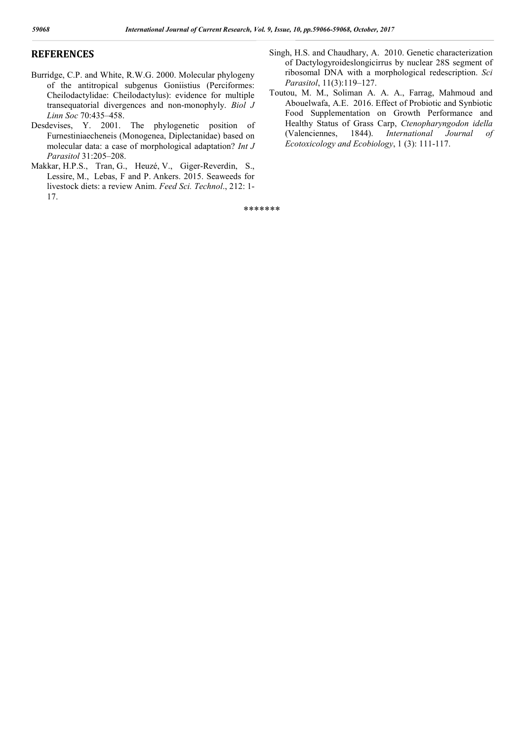## REFERENCES

Burridge, C.P. and White, R.W.G. 2000. Molecular phylogeny of the antitropical subgenus Goniistius (Perciformes: Cheilodactylidae: Cheilodactylus): evidence for multiple transequatorial divergences and non-monophyly. *Biol J Linn Soc* 70:435–458.

Desdevises, Y. 2001. The phylogenetic position of Furnestiniaecheneis (Monogenea, Diplectanidae) based on molecular data: a case of morphological adaptation? *Int J Parasitol* 31:205–208.

Makkar, H.P.S., Tran, G., Heuzé, V., Giger-Reverdin, S., Lessire, M., Lebas, F and P. Ankers. 2015. Seaweeds for livestock diets: a review Anim. *Feed Sci. Technol*., 212: 1-17.

Singh, H.S. and Chaudhary, A. 2010. Genetic characterization of Dactylogyroideslongicirrus by nuclear 28S segment of ribosomal DNA with a morphological redescription. *Sci Parasitol*, 11(3):119–127.

Toutou, M. M., Soliman A. A. A., Farrag, Mahmoud and Abouelwafa, A.E. 2016. Effect of Probiotic and Synbiotic Food Supplementation on Growth Performance and Healthy Status of Grass Carp, *Ctenopharyngodon idella* (Valenciennes, 1844). *International Journal of Ecotoxicology and Ecobiology*, 1 (3): 111-117.

*******